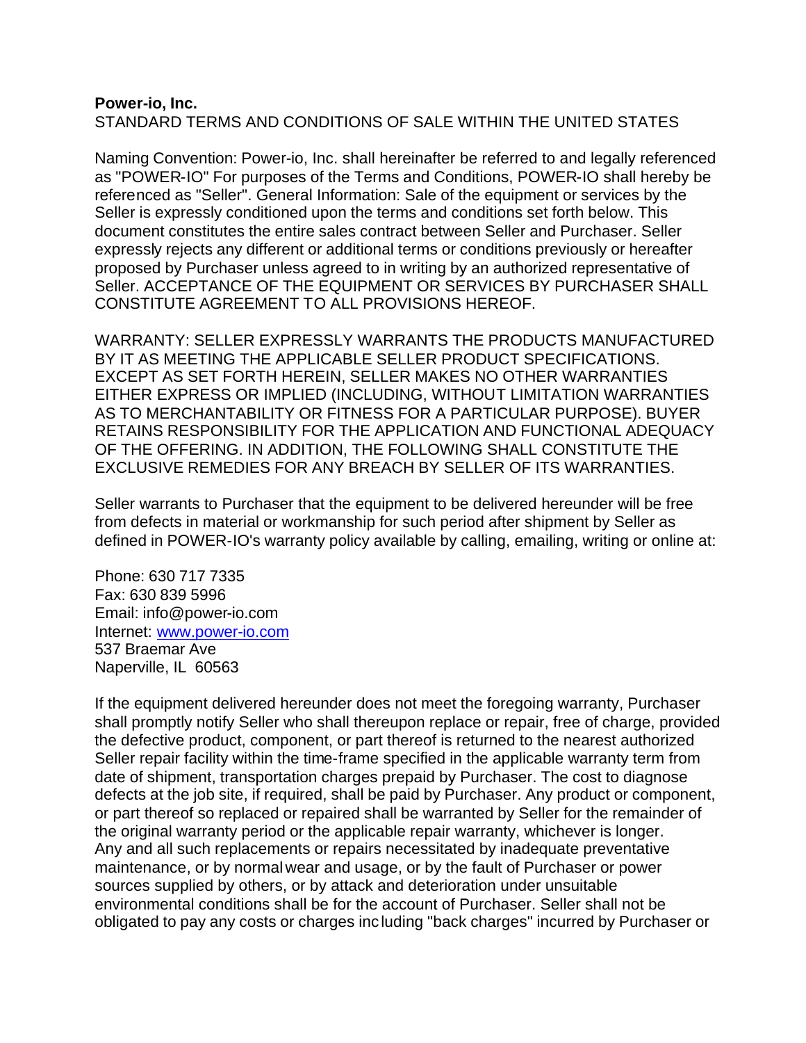**Power-io, Inc.**
STANDARD TERMS AND CONDITIONS OF SALE WITHIN THE UNITED STATES

Naming Convention: Power-io, Inc. shall hereinafter be referred to and legally referenced as "POWER-IO" For purposes of the Terms and Conditions, POWER-IO shall hereby be referenced as "Seller". General Information: Sale of the equipment or services by the Seller is expressly conditioned upon the terms and conditions set forth below. This document constitutes the entire sales contract between Seller and Purchaser. Seller expressly rejects any different or additional terms or conditions previously or hereafter proposed by Purchaser unless agreed to in writing by an authorized representative of Seller. ACCEPTANCE OF THE EQUIPMENT OR SERVICES BY PURCHASER SHALL CONSTITUTE AGREEMENT TO ALL PROVISIONS HEREOF.

WARRANTY: SELLER EXPRESSLY WARRANTS THE PRODUCTS MANUFACTURED BY IT AS MEETING THE APPLICABLE SELLER PRODUCT SPECIFICATIONS. EXCEPT AS SET FORTH HEREIN, SELLER MAKES NO OTHER WARRANTIES EITHER EXPRESS OR IMPLIED (INCLUDING, WITHOUT LIMITATION WARRANTIES AS TO MERCHANTABILITY OR FITNESS FOR A PARTICULAR PURPOSE). BUYER RETAINS RESPONSIBILITY FOR THE APPLICATION AND FUNCTIONAL ADEQUACY OF THE OFFERING. IN ADDITION, THE FOLLOWING SHALL CONSTITUTE THE EXCLUSIVE REMEDIES FOR ANY BREACH BY SELLER OF ITS WARRANTIES.

Seller warrants to Purchaser that the equipment to be delivered hereunder will be free from defects in material or workmanship for such period after shipment by Seller as defined in POWER-IO's warranty policy available by calling, emailing, writing or online at:

Phone: 630 717 7335
Fax: 630 839 5996
Email: info@power-io.com
Internet: [www.power-io.com](http://www.power-io.com)
537 Braemar Ave
Naperville, IL 60563

If the equipment delivered hereunder does not meet the foregoing warranty, Purchaser shall promptly notify Seller who shall thereupon replace or repair, free of charge, provided the defective product, component, or part thereof is returned to the nearest authorized Seller repair facility within the time-frame specified in the applicable warranty term from date of shipment, transportation charges prepaid by Purchaser. The cost to diagnose defects at the job site, if required, shall be paid by Purchaser. Any product or component, or part thereof so replaced or repaired shall be warranted by Seller for the remainder of the original warranty period or the applicable repair warranty, whichever is longer. Any and all such replacements or repairs necessitated by inadequate preventative maintenance, or by normal wear and usage, or by the fault of Purchaser or power sources supplied by others, or by attack and deterioration under unsuitable environmental conditions shall be for the account of Purchaser. Seller shall not be obligated to pay any costs or charges including "back charges" incurred by Purchaser or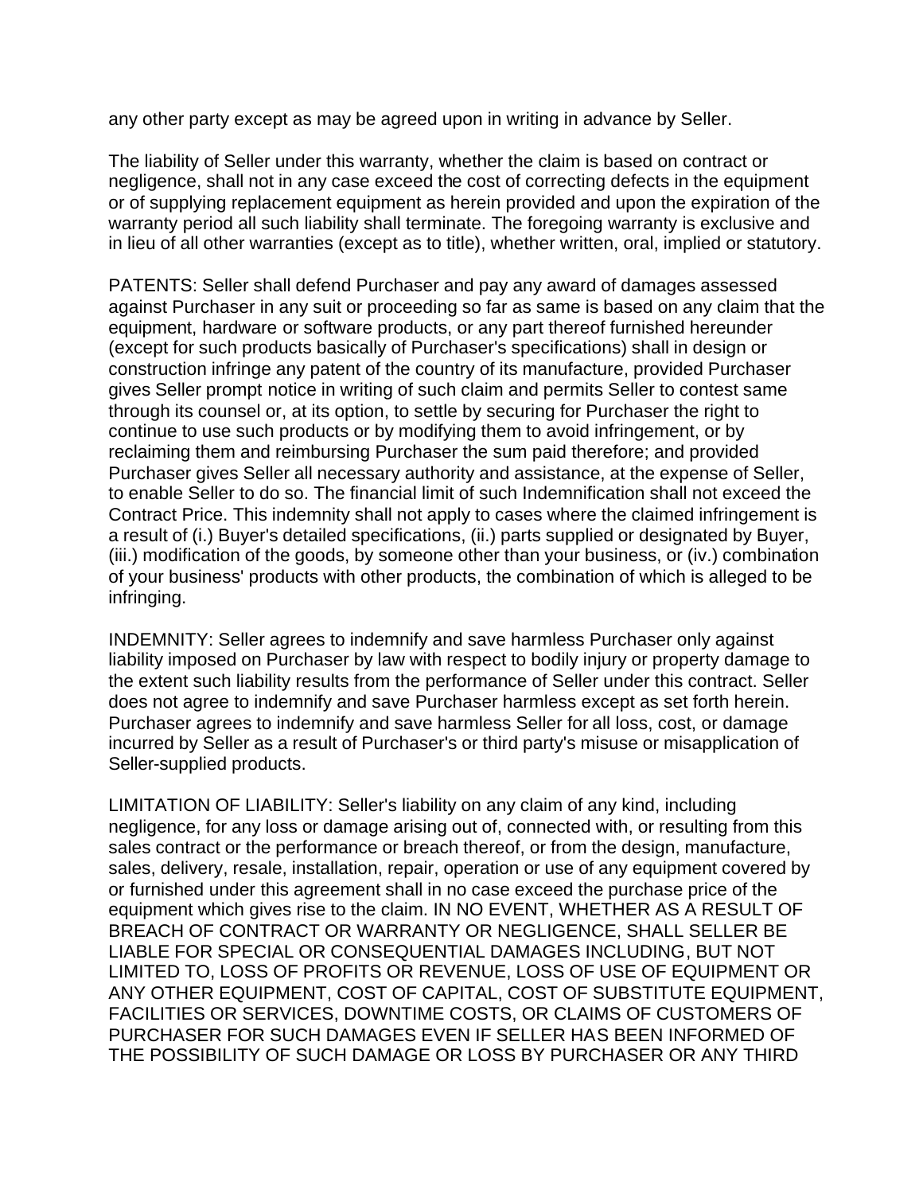any other party except as may be agreed upon in writing in advance by Seller.

The liability of Seller under this warranty, whether the claim is based on contract or negligence, shall not in any case exceed the cost of correcting defects in the equipment or of supplying replacement equipment as herein provided and upon the expiration of the warranty period all such liability shall terminate. The foregoing warranty is exclusive and in lieu of all other warranties (except as to title), whether written, oral, implied or statutory.

PATENTS: Seller shall defend Purchaser and pay any award of damages assessed against Purchaser in any suit or proceeding so far as same is based on any claim that the equipment, hardware or software products, or any part thereof furnished hereunder (except for such products basically of Purchaser's specifications) shall in design or construction infringe any patent of the country of its manufacture, provided Purchaser gives Seller prompt notice in writing of such claim and permits Seller to contest same through its counsel or, at its option, to settle by securing for Purchaser the right to continue to use such products or by modifying them to avoid infringement, or by reclaiming them and reimbursing Purchaser the sum paid therefore; and provided Purchaser gives Seller all necessary authority and assistance, at the expense of Seller, to enable Seller to do so. The financial limit of such Indemnification shall not exceed the Contract Price. This indemnity shall not apply to cases where the claimed infringement is a result of (i.) Buyer's detailed specifications, (ii.) parts supplied or designated by Buyer, (iii.) modification of the goods, by someone other than your business, or (iv.) combination of your business' products with other products, the combination of which is alleged to be infringing.

INDEMNITY: Seller agrees to indemnify and save harmless Purchaser only against liability imposed on Purchaser by law with respect to bodily injury or property damage to the extent such liability results from the performance of Seller under this contract. Seller does not agree to indemnify and save Purchaser harmless except as set forth herein. Purchaser agrees to indemnify and save harmless Seller for all loss, cost, or damage incurred by Seller as a result of Purchaser's or third party's misuse or misapplication of Seller-supplied products.

LIMITATION OF LIABILITY: Seller's liability on any claim of any kind, including negligence, for any loss or damage arising out of, connected with, or resulting from this sales contract or the performance or breach thereof, or from the design, manufacture, sales, delivery, resale, installation, repair, operation or use of any equipment covered by or furnished under this agreement shall in no case exceed the purchase price of the equipment which gives rise to the claim. IN NO EVENT, WHETHER AS A RESULT OF BREACH OF CONTRACT OR WARRANTY OR NEGLIGENCE, SHALL SELLER BE LIABLE FOR SPECIAL OR CONSEQUENTIAL DAMAGES INCLUDING, BUT NOT LIMITED TO, LOSS OF PROFITS OR REVENUE, LOSS OF USE OF EQUIPMENT OR ANY OTHER EQUIPMENT, COST OF CAPITAL, COST OF SUBSTITUTE EQUIPMENT, FACILITIES OR SERVICES, DOWNTIME COSTS, OR CLAIMS OF CUSTOMERS OF PURCHASER FOR SUCH DAMAGES EVEN IF SELLER HAS BEEN INFORMED OF THE POSSIBILITY OF SUCH DAMAGE OR LOSS BY PURCHASER OR ANY THIRD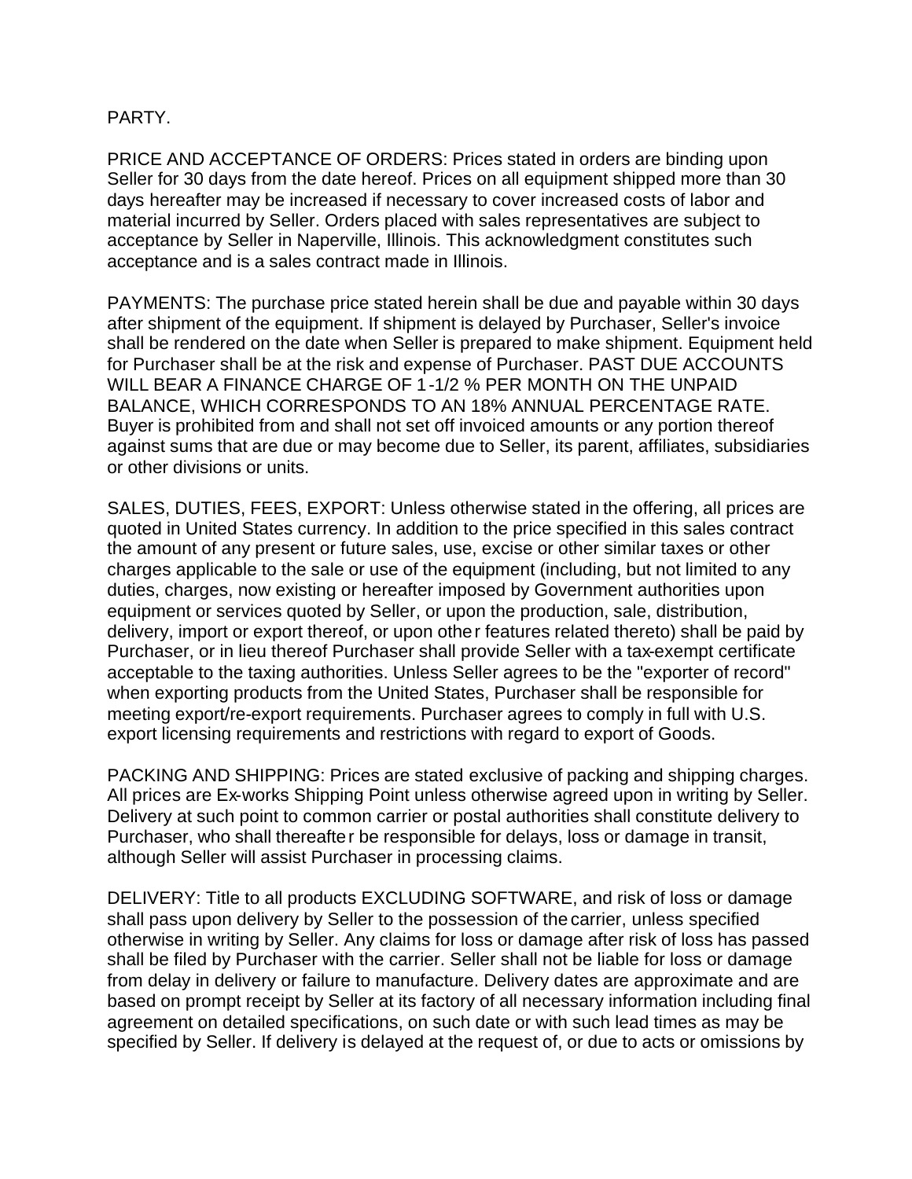PARTY.

PRICE AND ACCEPTANCE OF ORDERS: Prices stated in orders are binding upon Seller for 30 days from the date hereof. Prices on all equipment shipped more than 30 days hereafter may be increased if necessary to cover increased costs of labor and material incurred by Seller. Orders placed with sales representatives are subject to acceptance by Seller in Naperville, Illinois. This acknowledgment constitutes such acceptance and is a sales contract made in Illinois.

PAYMENTS: The purchase price stated herein shall be due and payable within 30 days after shipment of the equipment. If shipment is delayed by Purchaser, Seller's invoice shall be rendered on the date when Seller is prepared to make shipment. Equipment held for Purchaser shall be at the risk and expense of Purchaser. PAST DUE ACCOUNTS WILL BEAR A FINANCE CHARGE OF 1-1/2 % PER MONTH ON THE UNPAID BALANCE, WHICH CORRESPONDS TO AN 18% ANNUAL PERCENTAGE RATE. Buyer is prohibited from and shall not set off invoiced amounts or any portion thereof against sums that are due or may become due to Seller, its parent, affiliates, subsidiaries or other divisions or units.

SALES, DUTIES, FEES, EXPORT: Unless otherwise stated in the offering, all prices are quoted in United States currency. In addition to the price specified in this sales contract the amount of any present or future sales, use, excise or other similar taxes or other charges applicable to the sale or use of the equipment (including, but not limited to any duties, charges, now existing or hereafter imposed by Government authorities upon equipment or services quoted by Seller, or upon the production, sale, distribution, delivery, import or export thereof, or upon other features related thereto) shall be paid by Purchaser, or in lieu thereof Purchaser shall provide Seller with a tax-exempt certificate acceptable to the taxing authorities. Unless Seller agrees to be the "exporter of record" when exporting products from the United States, Purchaser shall be responsible for meeting export/re-export requirements. Purchaser agrees to comply in full with U.S. export licensing requirements and restrictions with regard to export of Goods.

PACKING AND SHIPPING: Prices are stated exclusive of packing and shipping charges. All prices are Ex-works Shipping Point unless otherwise agreed upon in writing by Seller. Delivery at such point to common carrier or postal authorities shall constitute delivery to Purchaser, who shall thereafter be responsible for delays, loss or damage in transit, although Seller will assist Purchaser in processing claims.

DELIVERY: Title to all products EXCLUDING SOFTWARE, and risk of loss or damage shall pass upon delivery by Seller to the possession of the carrier, unless specified otherwise in writing by Seller. Any claims for loss or damage after risk of loss has passed shall be filed by Purchaser with the carrier. Seller shall not be liable for loss or damage from delay in delivery or failure to manufacture. Delivery dates are approximate and are based on prompt receipt by Seller at its factory of all necessary information including final agreement on detailed specifications, on such date or with such lead times as may be specified by Seller. If delivery is delayed at the request of, or due to acts or omissions by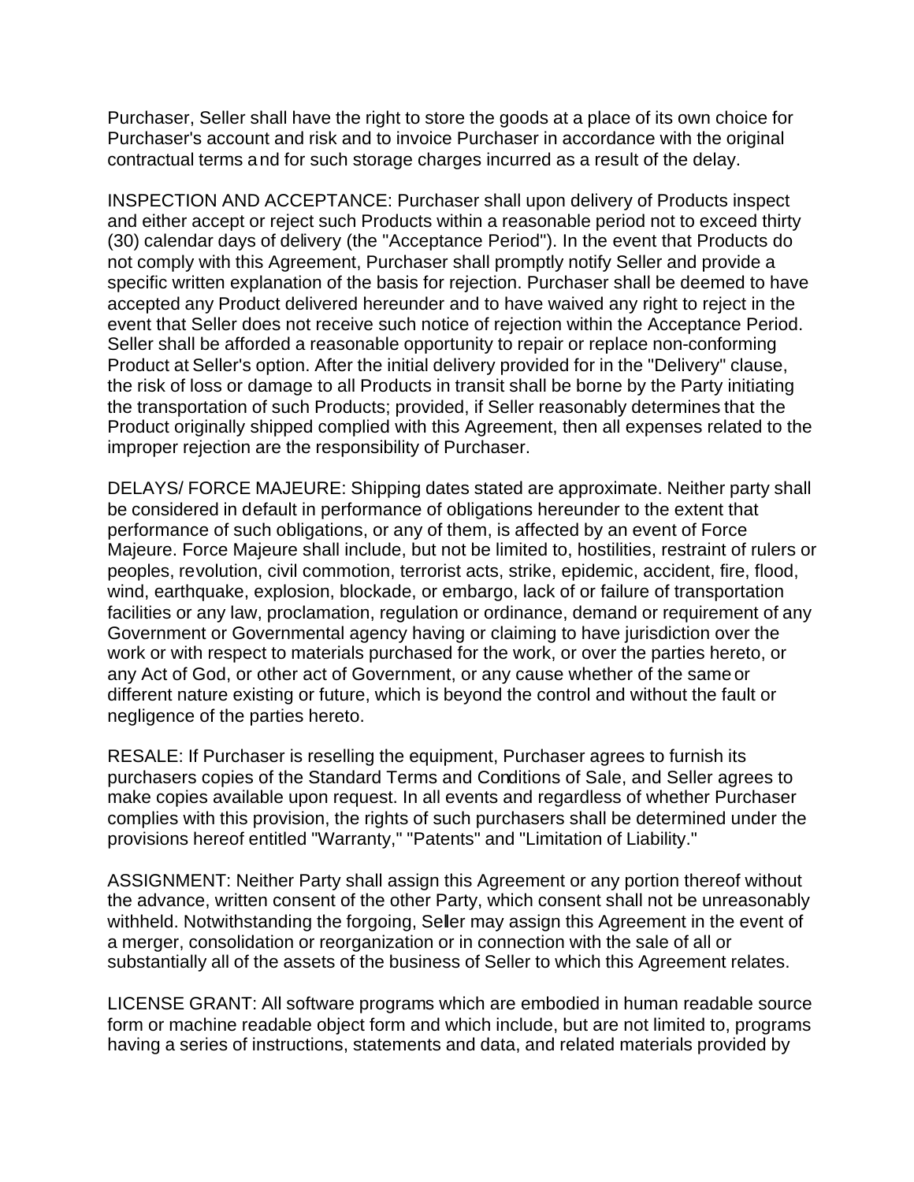Purchaser, Seller shall have the right to store the goods at a place of its own choice for Purchaser's account and risk and to invoice Purchaser in accordance with the original contractual terms and for such storage charges incurred as a result of the delay.

INSPECTION AND ACCEPTANCE: Purchaser shall upon delivery of Products inspect and either accept or reject such Products within a reasonable period not to exceed thirty (30) calendar days of delivery (the "Acceptance Period"). In the event that Products do not comply with this Agreement, Purchaser shall promptly notify Seller and provide a specific written explanation of the basis for rejection. Purchaser shall be deemed to have accepted any Product delivered hereunder and to have waived any right to reject in the event that Seller does not receive such notice of rejection within the Acceptance Period. Seller shall be afforded a reasonable opportunity to repair or replace non-conforming Product at Seller's option. After the initial delivery provided for in the "Delivery" clause, the risk of loss or damage to all Products in transit shall be borne by the Party initiating the transportation of such Products; provided, if Seller reasonably determines that the Product originally shipped complied with this Agreement, then all expenses related to the improper rejection are the responsibility of Purchaser.

DELAYS/ FORCE MAJEURE: Shipping dates stated are approximate. Neither party shall be considered in default in performance of obligations hereunder to the extent that performance of such obligations, or any of them, is affected by an event of Force Majeure. Force Majeure shall include, but not be limited to, hostilities, restraint of rulers or peoples, revolution, civil commotion, terrorist acts, strike, epidemic, accident, fire, flood, wind, earthquake, explosion, blockade, or embargo, lack of or failure of transportation facilities or any law, proclamation, regulation or ordinance, demand or requirement of any Government or Governmental agency having or claiming to have jurisdiction over the work or with respect to materials purchased for the work, or over the parties hereto, or any Act of God, or other act of Government, or any cause whether of the same or different nature existing or future, which is beyond the control and without the fault or negligence of the parties hereto.

RESALE: If Purchaser is reselling the equipment, Purchaser agrees to furnish its purchasers copies of the Standard Terms and Conditions of Sale, and Seller agrees to make copies available upon request. In all events and regardless of whether Purchaser complies with this provision, the rights of such purchasers shall be determined under the provisions hereof entitled "Warranty," "Patents" and "Limitation of Liability."

ASSIGNMENT: Neither Party shall assign this Agreement or any portion thereof without the advance, written consent of the other Party, which consent shall not be unreasonably withheld. Notwithstanding the forgoing, Seller may assign this Agreement in the event of a merger, consolidation or reorganization or in connection with the sale of all or substantially all of the assets of the business of Seller to which this Agreement relates.

LICENSE GRANT: All software programs which are embodied in human readable source form or machine readable object form and which include, but are not limited to, programs having a series of instructions, statements and data, and related materials provided by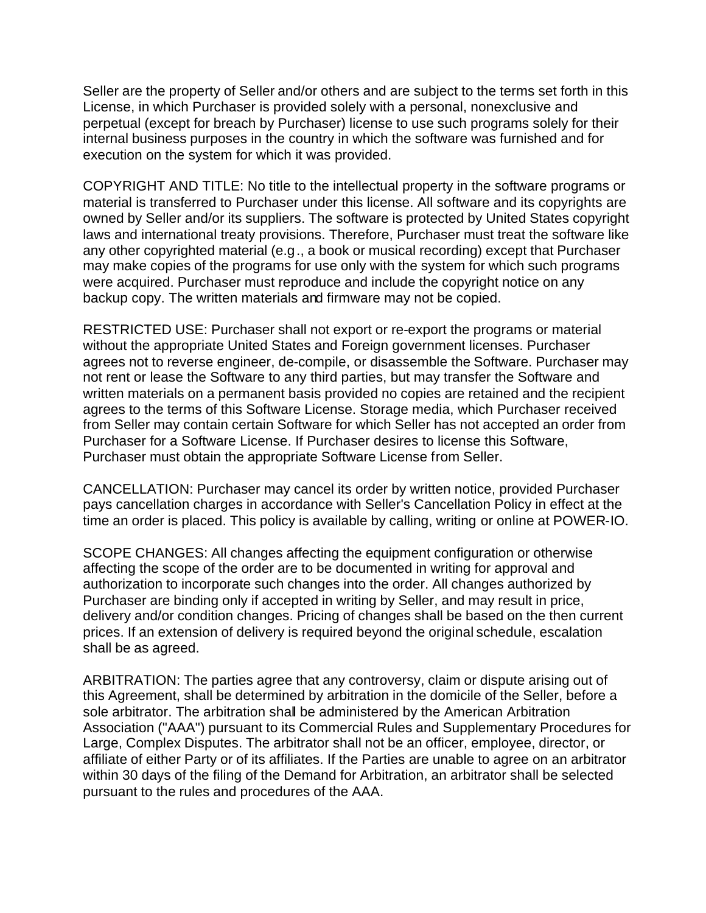Seller are the property of Seller and/or others and are subject to the terms set forth in this License, in which Purchaser is provided solely with a personal, nonexclusive and perpetual (except for breach by Purchaser) license to use such programs solely for their internal business purposes in the country in which the software was furnished and for execution on the system for which it was provided.

COPYRIGHT AND TITLE: No title to the intellectual property in the software programs or material is transferred to Purchaser under this license. All software and its copyrights are owned by Seller and/or its suppliers. The software is protected by United States copyright laws and international treaty provisions. Therefore, Purchaser must treat the software like any other copyrighted material (e.g., a book or musical recording) except that Purchaser may make copies of the programs for use only with the system for which such programs were acquired. Purchaser must reproduce and include the copyright notice on any backup copy. The written materials and firmware may not be copied.

RESTRICTED USE: Purchaser shall not export or re-export the programs or material without the appropriate United States and Foreign government licenses. Purchaser agrees not to reverse engineer, de-compile, or disassemble the Software. Purchaser may not rent or lease the Software to any third parties, but may transfer the Software and written materials on a permanent basis provided no copies are retained and the recipient agrees to the terms of this Software License. Storage media, which Purchaser received from Seller may contain certain Software for which Seller has not accepted an order from Purchaser for a Software License. If Purchaser desires to license this Software, Purchaser must obtain the appropriate Software License from Seller.

CANCELLATION: Purchaser may cancel its order by written notice, provided Purchaser pays cancellation charges in accordance with Seller's Cancellation Policy in effect at the time an order is placed. This policy is available by calling, writing or online at POWER-IO.

SCOPE CHANGES: All changes affecting the equipment configuration or otherwise affecting the scope of the order are to be documented in writing for approval and authorization to incorporate such changes into the order. All changes authorized by Purchaser are binding only if accepted in writing by Seller, and may result in price, delivery and/or condition changes. Pricing of changes shall be based on the then current prices. If an extension of delivery is required beyond the original schedule, escalation shall be as agreed.

ARBITRATION: The parties agree that any controversy, claim or dispute arising out of this Agreement, shall be determined by arbitration in the domicile of the Seller, before a sole arbitrator. The arbitration shall be administered by the American Arbitration Association ("AAA") pursuant to its Commercial Rules and Supplementary Procedures for Large, Complex Disputes. The arbitrator shall not be an officer, employee, director, or affiliate of either Party or of its affiliates. If the Parties are unable to agree on an arbitrator within 30 days of the filing of the Demand for Arbitration, an arbitrator shall be selected pursuant to the rules and procedures of the AAA.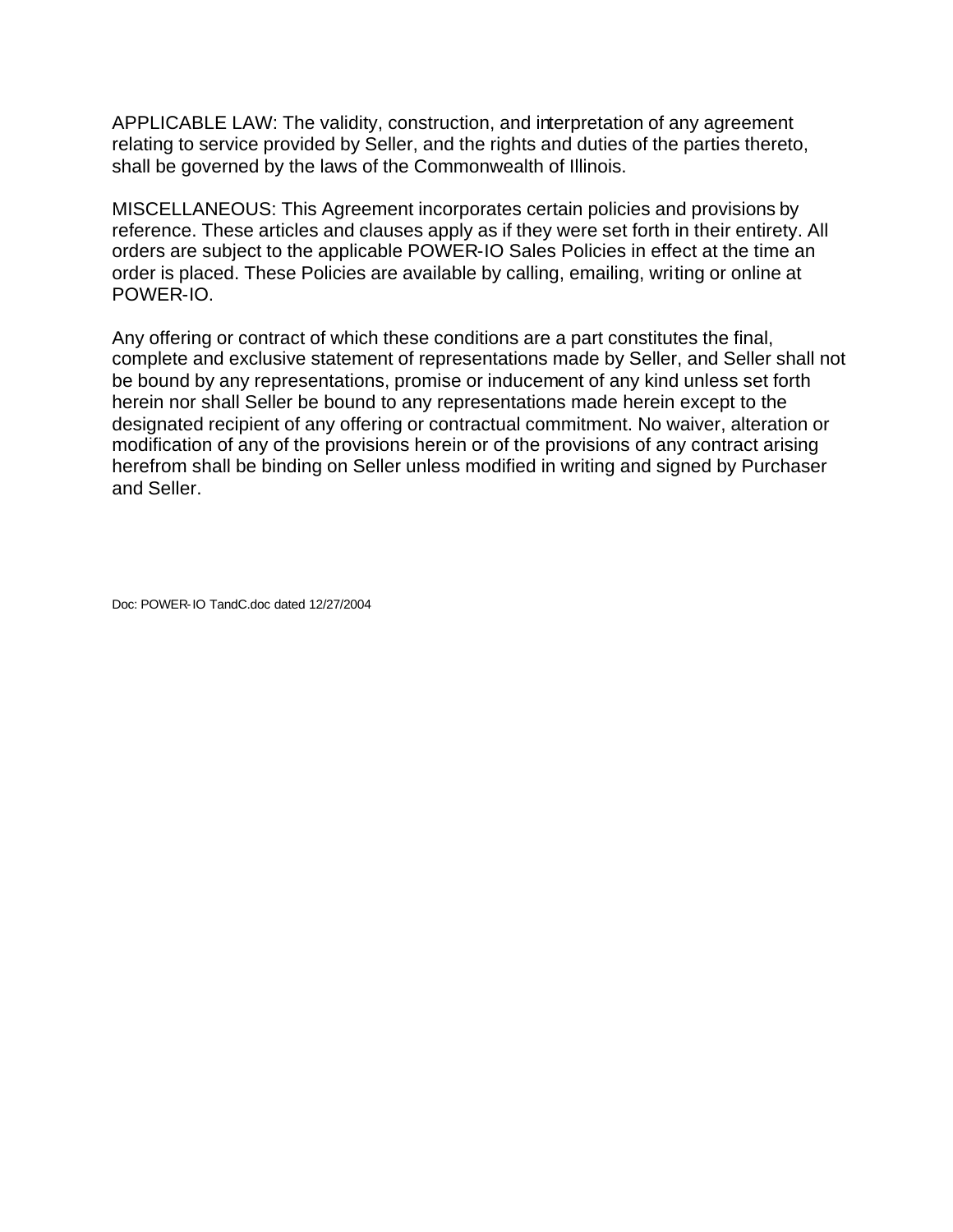APPLICABLE LAW: The validity, construction, and interpretation of any agreement relating to service provided by Seller, and the rights and duties of the parties thereto, shall be governed by the laws of the Commonwealth of Illinois.

MISCELLANEOUS: This Agreement incorporates certain policies and provisions by reference. These articles and clauses apply as if they were set forth in their entirety. All orders are subject to the applicable POWER-IO Sales Policies in effect at the time an order is placed. These Policies are available by calling, emailing, writing or online at POWER-IO.

Any offering or contract of which these conditions are a part constitutes the final, complete and exclusive statement of representations made by Seller, and Seller shall not be bound by any representations, promise or inducement of any kind unless set forth herein nor shall Seller be bound to any representations made herein except to the designated recipient of any offering or contractual commitment. No waiver, alteration or modification of any of the provisions herein or of the provisions of any contract arising herefrom shall be binding on Seller unless modified in writing and signed by Purchaser and Seller.

Doc: POWER-IO TandC.doc dated 12/27/2004